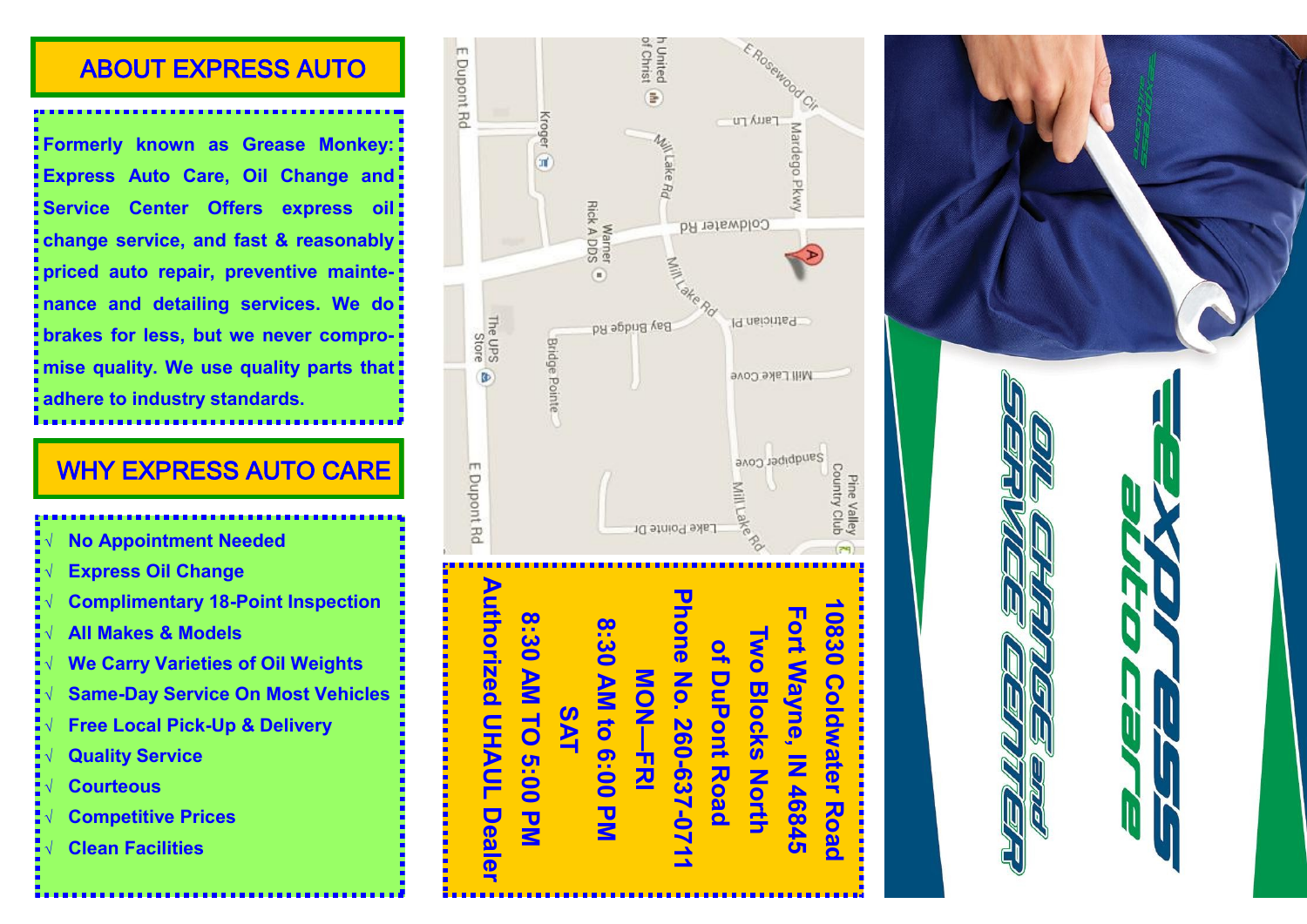## ABOUT EXPRESS AUTO

**Formerly known as Grease Monkey: Express Auto Care, Oil Change and Service Center Offers express oil change service, and fast & reasonably priced auto repair, preventive maintenance and detailing services. We do brakes for less, but we never compromise quality. We use quality parts that adhere to industry standards.**

## WHY EXPRESS AUTO CARE

- √ **No Appointment Needed**
- √ **Express Oil Change**
- √ **Complimentary 18-Point Inspection**
- √ **All Makes & Models**
- √ **We Carry Varieties of Oil Weights**
- √ **Same-Day Service On Most Vehicles**
- √ **Free Local Pick-Up & Delivery**
- √ **Quality Service**
- √ **Courteous**
- √ **Competitive Prices**
- √ **Clean Facilities**

**10830 Coldwater Road**
**Fort Wayne, IN 46845**
**Two Blocks North of DuPont Road**

**Phone No. 260-637-0711**

**MON—FRI**
**8:30 AM to 6:00 PM**

**SAT**
**8:30 AM TO 5:00 PM**

**Authorized UHAUL Dealer**

**express auto care**

**OIL CHANGE and SERVICE CENTER**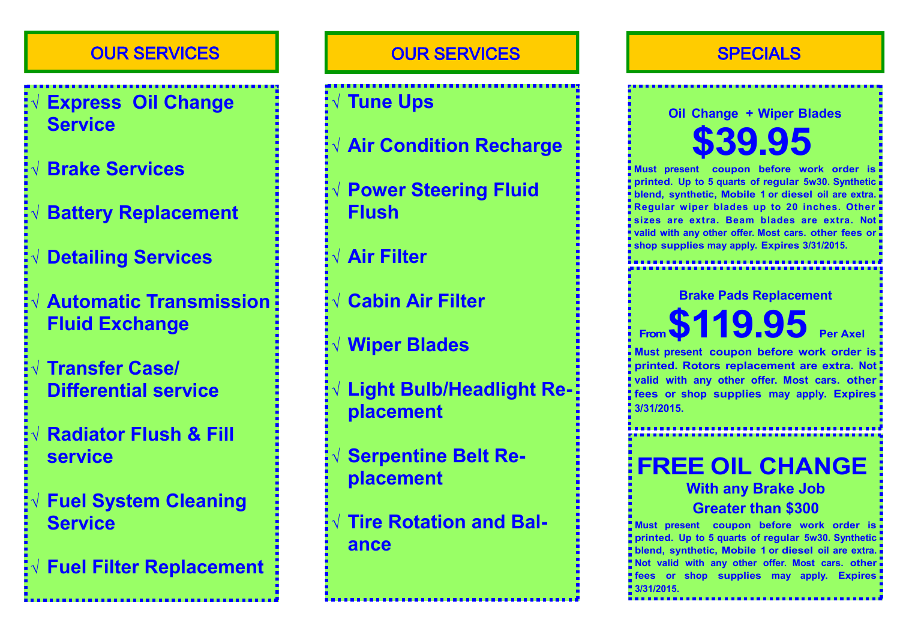## OUR SERVICES

- √ Express Oil Change Service
- √ Brake Services
- √ Battery Replacement
- √ Detailing Services
- √ Automatic Transmission Fluid Exchange
- √ Transfer Case/ Differential service
- √ Radiator Flush & Fill service
- √ Fuel System Cleaning Service
- √ Fuel Filter Replacement

## OUR SERVICES

- √ Tune Ups
- √ Air Condition Recharge
- √ Power Steering Fluid Flush
- √ Air Filter
- √ Cabin Air Filter
- √ Wiper Blades
- √ Light Bulb/Headlight Replacement
- √ Serpentine Belt Replacement
- √ Tire Rotation and Balance

## SPECIALS

**Oil Change + Wiper Blades**

# $39.95

Must present coupon before work order is printed. Up to 5 quarts of regular 5w30. Synthetic blend, synthetic, Mobile 1 or diesel oil are extra. Regular wiper blades up to 20 inches. Other sizes are extra. Beam blades are extra. Not valid with any other offer. Most cars. other fees or shop supplies may apply. Expires 3/31/2015.

**Brake Pads Replacement**

From **$119.95** Per Axel

Must present coupon before work order is printed. Rotors replacement are extra. Not valid with any other offer. Most cars. other fees or shop supplies may apply. Expires 3/31/2015.

# FREE OIL CHANGE

**With any Brake Job Greater than $300**

Must present coupon before work order is printed. Up to 5 quarts of regular 5w30. Synthetic blend, synthetic, Mobile 1 or diesel oil are extra. Not valid with any other offer. Most cars. other fees or shop supplies may apply. Expires 3/31/2015.